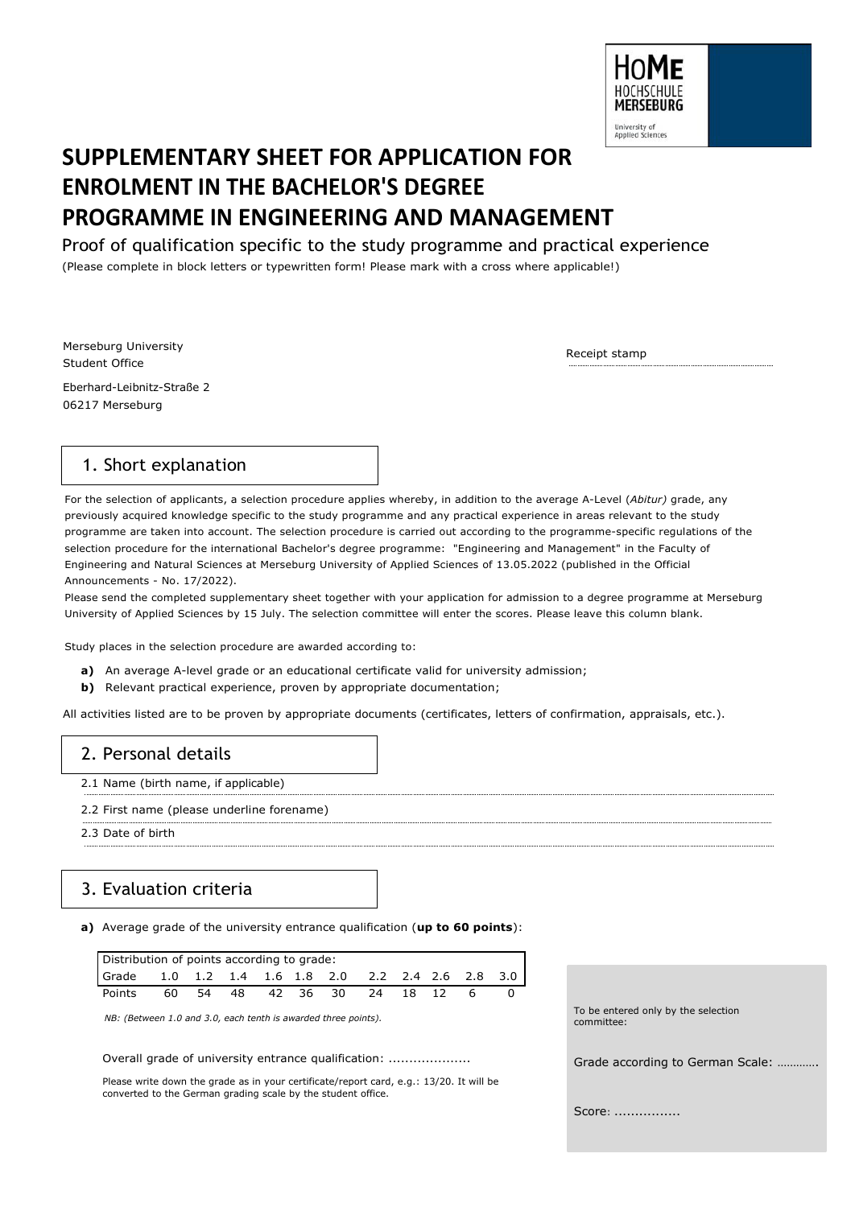HoME HOCHSCHULE MERSEBURG University of Applied Sciences

# SUPPLEMENTARY SHEET FOR APPLICATION FOR ENROLMENT IN THE BACHELOR'S DEGREE PROGRAMME IN ENGINEERING AND MANAGEMENT

Proof of qualification specific to the study programme and practical experience

(Please complete in block letters or typewritten form! Please mark with a cross where applicable!)

Merseburg University
Student Office

Eberhard-Leibnitz-Straße 2
06217 Merseburg

Receipt stamp

## 1. Short explanation

For the selection of applicants, a selection procedure applies whereby, in addition to the average A-Level (*Abitur)* grade, any previously acquired knowledge specific to the study programme and any practical experience in areas relevant to the study programme are taken into account. The selection procedure is carried out according to the programme-specific regulations of the selection procedure for the international Bachelor's degree programme: "Engineering and Management" in the Faculty of Engineering and Natural Sciences at Merseburg University of Applied Sciences of 13.05.2022 (published in the Official Announcements - No. 17/2022).

Please send the completed supplementary sheet together with your application for admission to a degree programme at Merseburg University of Applied Sciences by 15 July. The selection committee will enter the scores. Please leave this column blank.

Study places in the selection procedure are awarded according to:

- **a)** An average A-level grade or an educational certificate valid for university admission;
- **b)** Relevant practical experience, proven by appropriate documentation;

All activities listed are to be proven by appropriate documents (certificates, letters of confirmation, appraisals, etc.).

## 2. Personal details

2.1 Name (birth name, if applicable)

2.2 First name (please underline forename)

2.3 Date of birth

## 3. Evaluation criteria

**a)** Average grade of the university entrance qualification (**up to 60 points**):

| Distribution of points according to grade: | | | | | | | | | | | |
|---|---|---|---|---|---|---|---|---|---|---|---|
| Grade | 1.0 | 1.2 | 1.4 | 1.6 | 1.8 | 2.0 | 2.2 | 2.4 | 2.6 | 2.8 | 3.0 |
| Points | 60 | 54 | 48 | 42 | 36 | 30 | 24 | 18 | 12 | 6 | 0 |

*NB: (Between 1.0 and 3.0, each tenth is awarded three points).*

Overall grade of university entrance qualification: ....................

Please write down the grade as in your certificate/report card, e.g.: 13/20. It will be converted to the German grading scale by the student office.

To be entered only by the selection committee:

Grade according to German Scale: ………….

Score: ................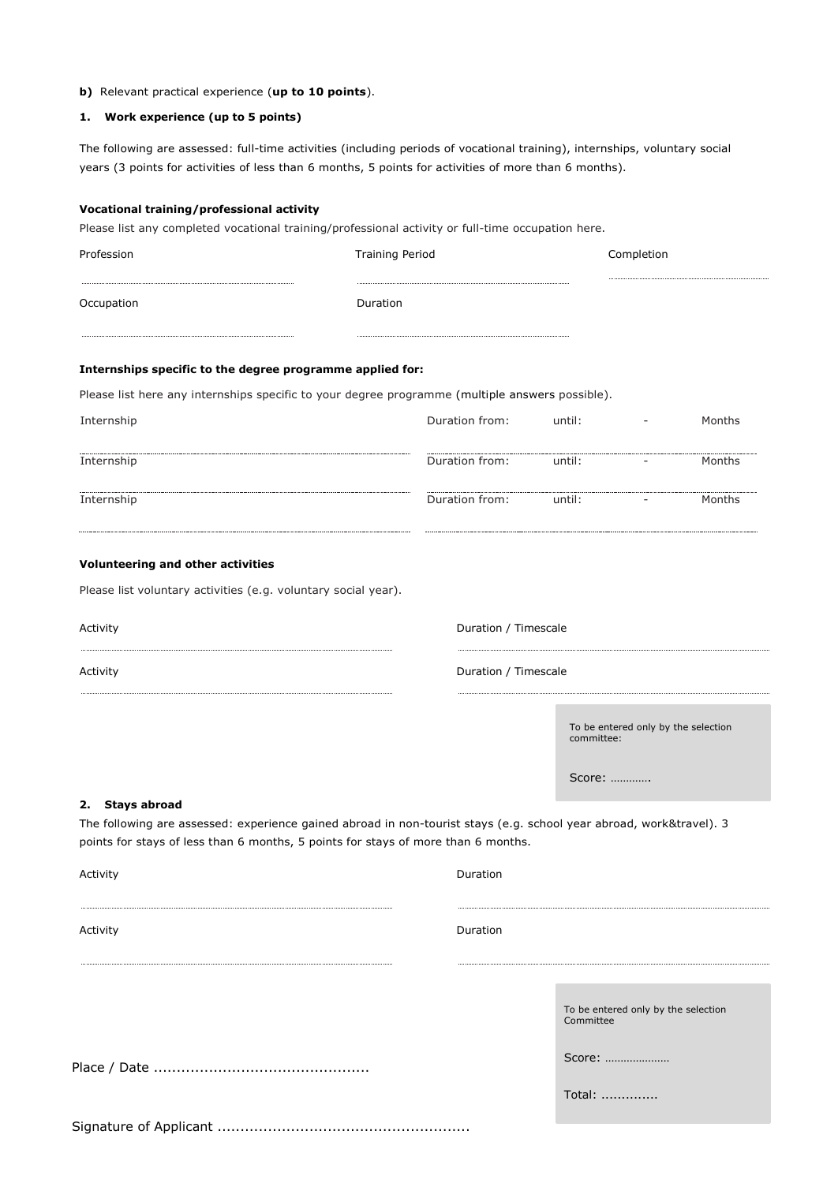**b)** Relevant practical experience (**up to 10 points**).

**1. Work experience (up to 5 points)**

The following are assessed: full-time activities (including periods of vocational training), internships, voluntary social years (3 points for activities of less than 6 months, 5 points for activities of more than 6 months).

**Vocational training/professional activity**

Please list any completed vocational training/professional activity or full-time occupation here.

| Profession | Training Period | Completion |
| --- | --- | --- |
| | | |

| Occupation | Duration |
| --- | --- |
| | |

**Internships specific to the degree programme applied for:**

Please list here any internships specific to your degree programme (multiple answers possible).

| | | | | |
| --- | --- | --- | --- | --- |
| Internship | Duration from: | until: | - | Months |
| Internship | Duration from: | until: | - | Months |
| Internship | Duration from: | until: | - | Months |

**Volunteering and other activities**

Please list voluntary activities (e.g. voluntary social year).

| Activity | Duration / Timescale |
| --- | --- |
| | |

| Activity | Duration / Timescale |
| --- | --- |
| | |

To be entered only by the selection committee:

Score: …………

**2. Stays abroad**

The following are assessed: experience gained abroad in non-tourist stays (e.g. school year abroad, work&travel). 3 points for stays of less than 6 months, 5 points for stays of more than 6 months.

| Activity | Duration |
| --- | --- |
| | |

| Activity | Duration |
| --- | --- |
| | |

To be entered only by the selection Committee

Score: …………………

Total: .............

Place / Date ..............................................

Signature of Applicant ......................................................